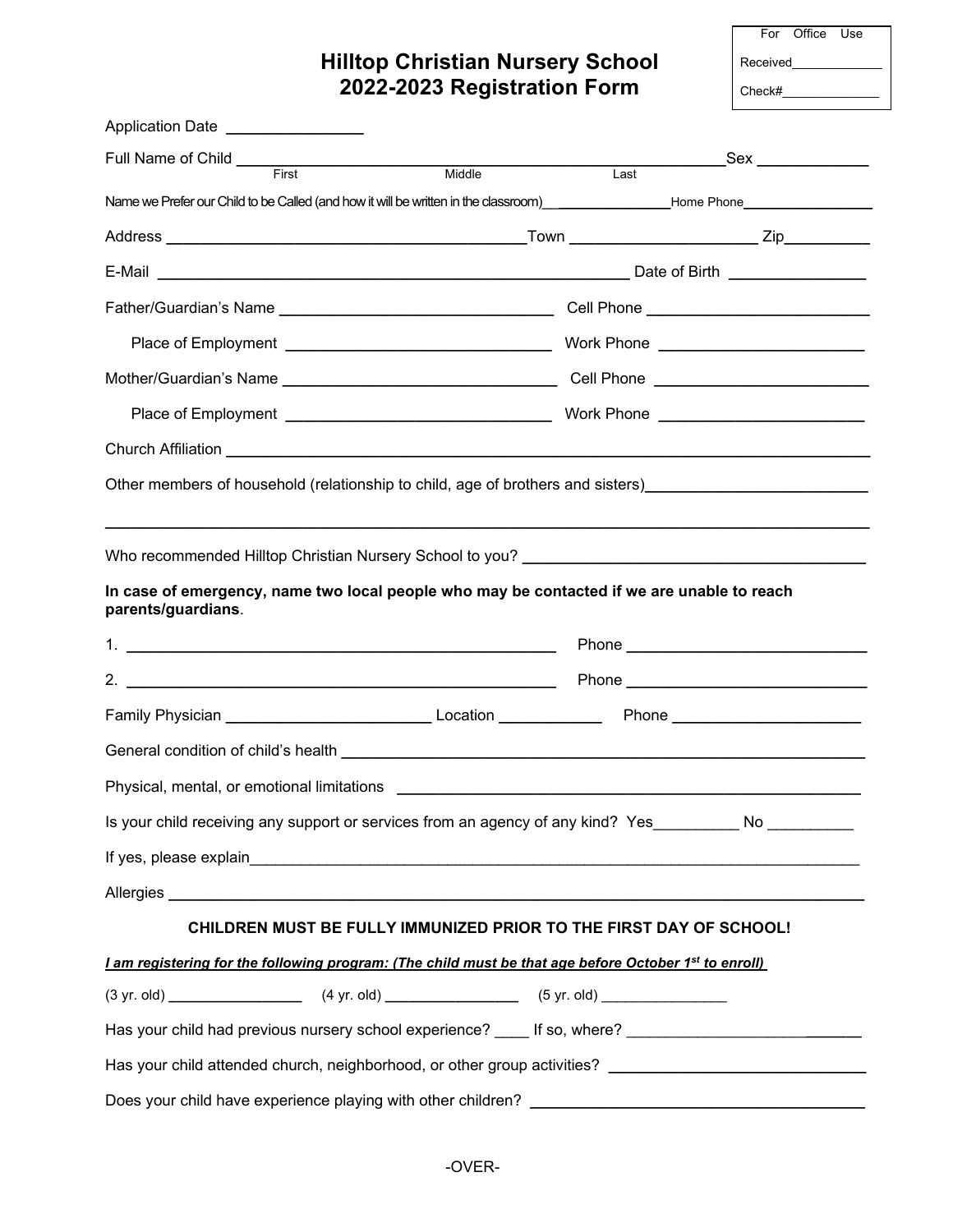For Office Use

Received_____________

Check#_____________

# Hilltop Christian Nursery School
# 2022-2023 Registration Form

Application Date ________________

Full Name of Child ____________________________________________________________ Sex _____________

First Middle Last

Name we Prefer our Child to be Called (and how it will be written in the classroom)________________ Home Phone_________________

Address ___________________________________________ Town _____________________ Zip__________

E-Mail ________________________________________________________ Date of Birth ________________

Father/Guardian's Name ________________________________ Cell Phone __________________________

Place of Employment _______________________________ Work Phone ________________________

Mother/Guardian's Name ________________________________ Cell Phone __________________________

Place of Employment _______________________________ Work Phone ________________________

Church Affiliation ____________________________________________________________________________

Other members of household (relationship to child, age of brothers and sisters)_________________________

________________________________________________________________________________________

Who recommended Hilltop Christian Nursery School to you? ________________________________________

**In case of emergency, name two local people who may be contacted if we are unable to reach parents/guardians**.

1. ___________________________________________________ Phone ____________________________

2. ___________________________________________________ Phone ____________________________

Family Physician ________________________ Location ____________ Phone ______________________

General condition of child's health _____________________________________________________________

Physical, mental, or emotional limitations _______________________________________________________

Is your child receiving any support or services from an agency of any kind? Yes__________ No __________

If yes, please explain____________________________________________________________________________

Allergies _____________________________________________________________________________________

**CHILDREN MUST BE FULLY IMMUNIZED PRIOR TO THE FIRST DAY OF SCHOOL!**

***I am registering for the following program: (The child must be that age before October 1st to enroll)***

(3 yr. old) ________________ (4 yr. old) ________________ (5 yr. old) ________________

Has your child had previous nursery school experience? ____ If so, where? _____________________________

Has your child attended church, neighborhood, or other group activities? _______________________________

Does your child have experience playing with other children? _________________________________________

-OVER-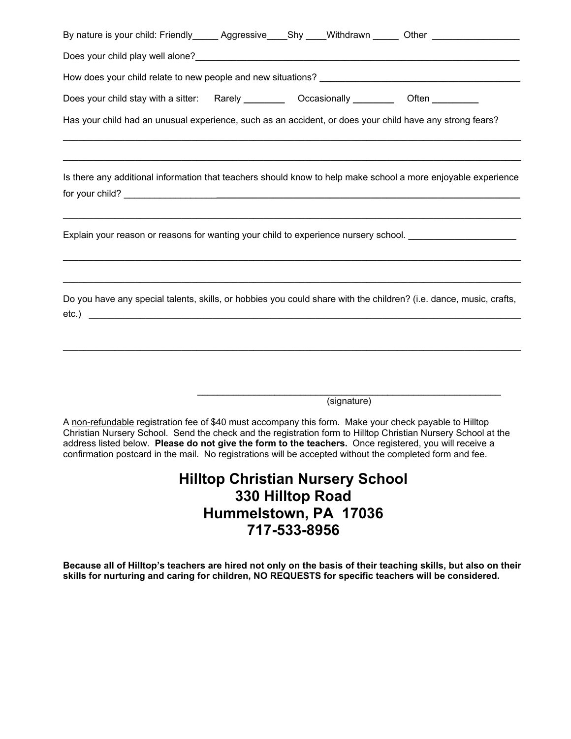By nature is your child: Friendly_____ Aggressive____Shy ____Withdrawn _____ Other ________________

Does your child play well alone?_______________________________________________________________

How does your child relate to new people and new situations? ______________________________________

Does your child stay with a sitter: Rarely ________ Occasionally ________ Often _________

Has your child had an unusual experience, such as an accident, or does your child have any strong fears?

___________________________________________________________________________________________

___________________________________________________________________________________________

Is there any additional information that teachers should know to help make school a more enjoyable experience for your child? ______________________________________________________________________

___________________________________________________________________________________________

Explain your reason or reasons for wanting your child to experience nursery school. ____________________

___________________________________________________________________________________________

___________________________________________________________________________________________

Do you have any special talents, skills, or hobbies you could share with the children? (i.e. dance, music, crafts, etc.) ______________________________________________________________________________

___________________________________________________________________________________________

____________________________________________________________
(signature)

A non-refundable registration fee of $40 must accompany this form. Make your check payable to Hilltop Christian Nursery School. Send the check and the registration form to Hilltop Christian Nursery School at the address listed below. **Please do not give the form to the teachers.** Once registered, you will receive a confirmation postcard in the mail. No registrations will be accepted without the completed form and fee.

## Hilltop Christian Nursery School
## 330 Hilltop Road
## Hummelstown, PA 17036
## 717-533-8956

**Because all of Hilltop's teachers are hired not only on the basis of their teaching skills, but also on their skills for nurturing and caring for children, NO REQUESTS for specific teachers will be considered.**